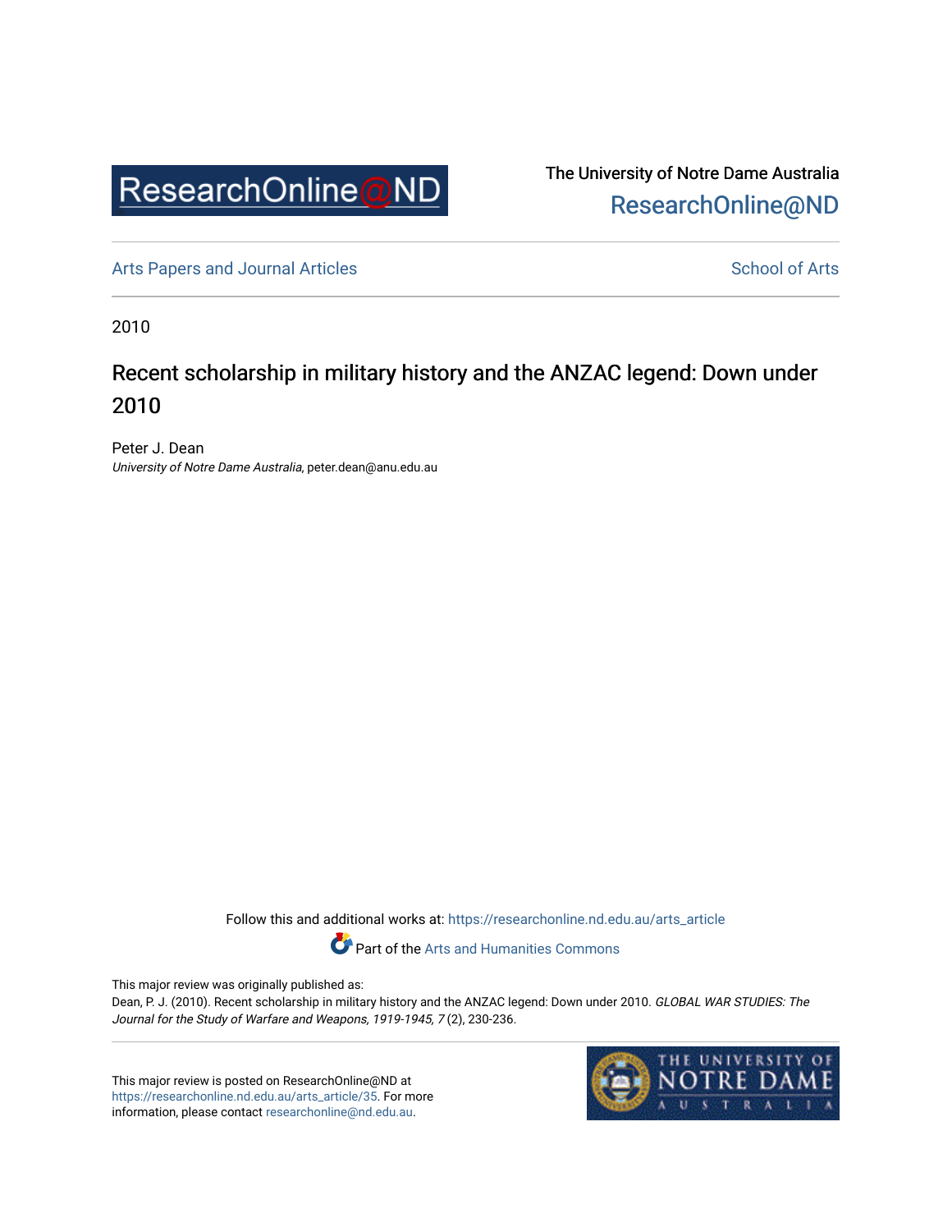The University of Notre Dame Australia

ResearchOnline@ND

Arts Papers and Journal Articles

School of Arts

2010

# Recent scholarship in military history and the ANZAC legend: Down under 2010

Peter J. Dean

*University of Notre Dame Australia*, peter.dean@anu.edu.au

Follow this and additional works at: https://researchonline.nd.edu.au/arts_article

Part of the Arts and Humanities Commons

This major review was originally published as:

Dean, P. J. (2010). Recent scholarship in military history and the ANZAC legend: Down under 2010. *GLOBAL WAR STUDIES: The Journal for the Study of Warfare and Weapons, 1919-1945, 7* (2), 230-236.

This major review is posted on ResearchOnline@ND at https://researchonline.nd.edu.au/arts_article/35. For more information, please contact researchonline@nd.edu.au.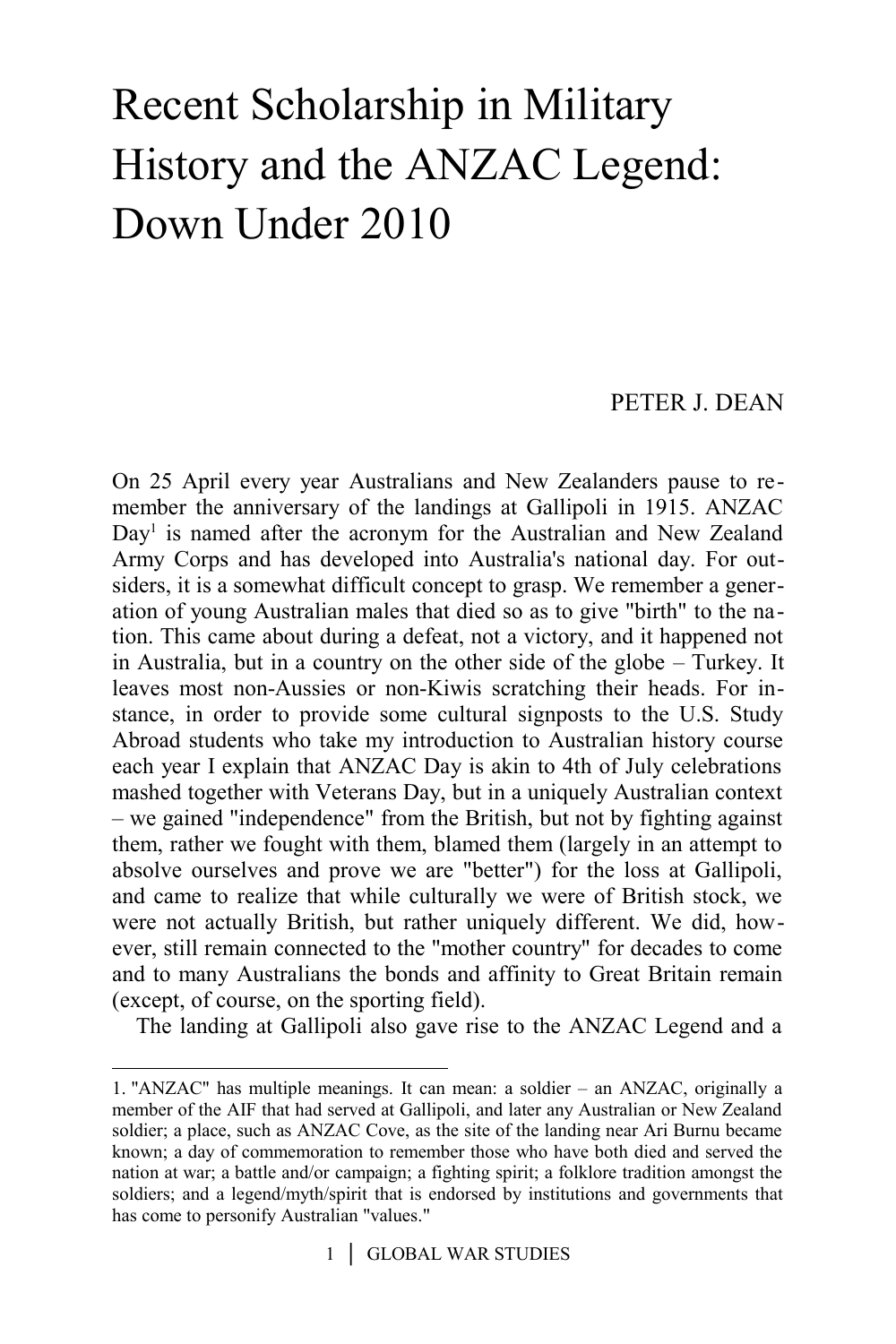# Recent Scholarship in Military History and the ANZAC Legend: Down Under 2010

PETER J. DEAN

On 25 April every year Australians and New Zealanders pause to remember the anniversary of the landings at Gallipoli in 1915. ANZAC Day[1] is named after the acronym for the Australian and New Zealand Army Corps and has developed into Australia's national day. For outsiders, it is a somewhat difficult concept to grasp. We remember a generation of young Australian males that died so as to give "birth" to the nation. This came about during a defeat, not a victory, and it happened not in Australia, but in a country on the other side of the globe – Turkey. It leaves most non-Aussies or non-Kiwis scratching their heads. For instance, in order to provide some cultural signposts to the U.S. Study Abroad students who take my introduction to Australian history course each year I explain that ANZAC Day is akin to 4th of July celebrations mashed together with Veterans Day, but in a uniquely Australian context – we gained "independence" from the British, but not by fighting against them, rather we fought with them, blamed them (largely in an attempt to absolve ourselves and prove we are "better") for the loss at Gallipoli, and came to realize that while culturally we were of British stock, we were not actually British, but rather uniquely different. We did, however, still remain connected to the "mother country" for decades to come and to many Australians the bonds and affinity to Great Britain remain (except, of course, on the sporting field).

The landing at Gallipoli also gave rise to the ANZAC Legend and a

1. "ANZAC" has multiple meanings. It can mean: a soldier – an ANZAC, originally a member of the AIF that had served at Gallipoli, and later any Australian or New Zealand soldier; a place, such as ANZAC Cove, as the site of the landing near Ari Burnu became known; a day of commemoration to remember those who have both died and served the nation at war; a battle and/or campaign; a fighting spirit; a folklore tradition amongst the soldiers; and a legend/myth/spirit that is endorsed by institutions and governments that has come to personify Australian "values."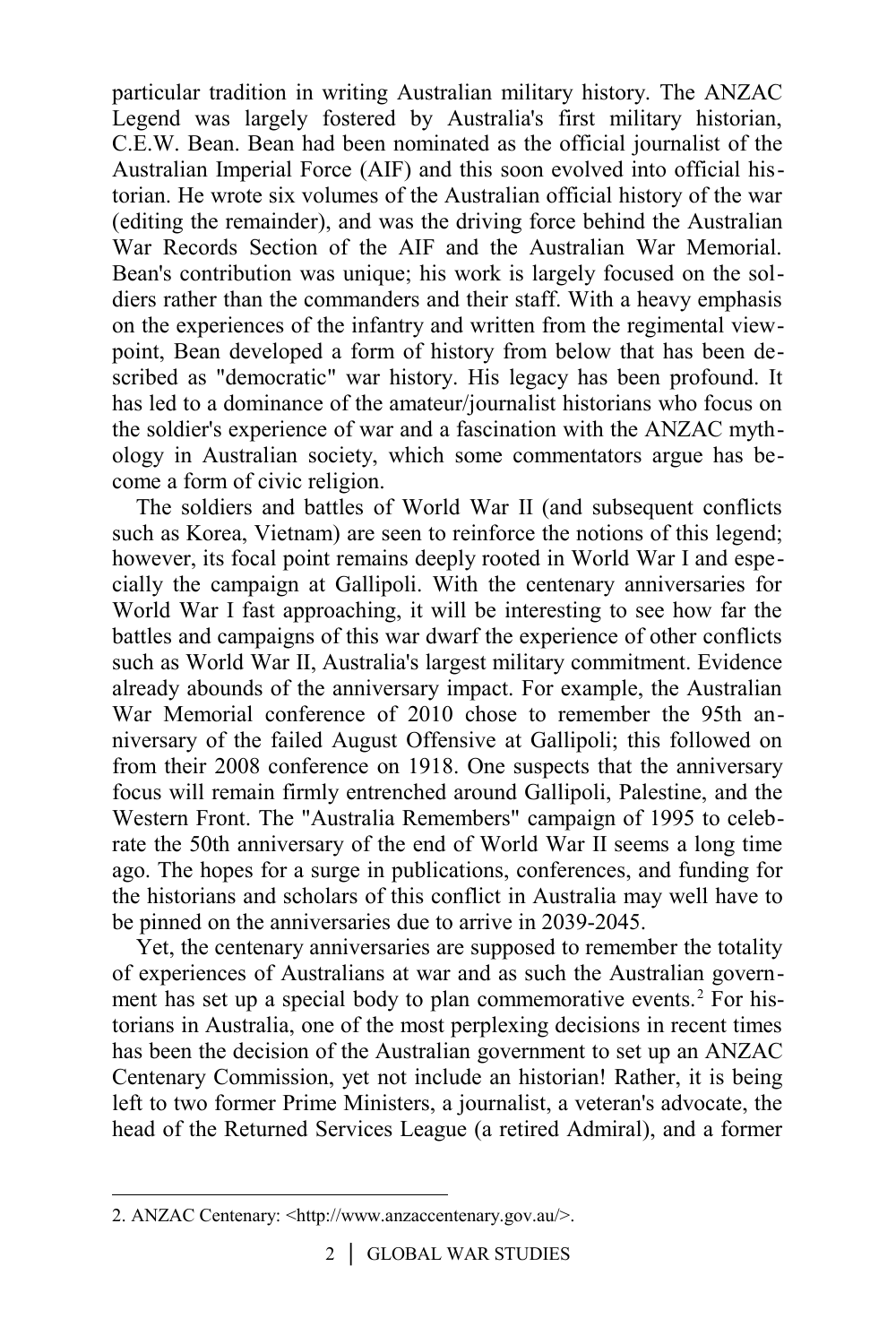particular tradition in writing Australian military history. The ANZAC Legend was largely fostered by Australia's first military historian, C.E.W. Bean. Bean had been nominated as the official journalist of the Australian Imperial Force (AIF) and this soon evolved into official historian. He wrote six volumes of the Australian official history of the war (editing the remainder), and was the driving force behind the Australian War Records Section of the AIF and the Australian War Memorial. Bean's contribution was unique; his work is largely focused on the soldiers rather than the commanders and their staff. With a heavy emphasis on the experiences of the infantry and written from the regimental viewpoint, Bean developed a form of history from below that has been described as "democratic" war history. His legacy has been profound. It has led to a dominance of the amateur/journalist historians who focus on the soldier's experience of war and a fascination with the ANZAC mythology in Australian society, which some commentators argue has become a form of civic religion.

The soldiers and battles of World War II (and subsequent conflicts such as Korea, Vietnam) are seen to reinforce the notions of this legend; however, its focal point remains deeply rooted in World War I and especially the campaign at Gallipoli. With the centenary anniversaries for World War I fast approaching, it will be interesting to see how far the battles and campaigns of this war dwarf the experience of other conflicts such as World War II, Australia's largest military commitment. Evidence already abounds of the anniversary impact. For example, the Australian War Memorial conference of 2010 chose to remember the 95th anniversary of the failed August Offensive at Gallipoli; this followed on from their 2008 conference on 1918. One suspects that the anniversary focus will remain firmly entrenched around Gallipoli, Palestine, and the Western Front. The "Australia Remembers" campaign of 1995 to celebrate the 50th anniversary of the end of World War II seems a long time ago. The hopes for a surge in publications, conferences, and funding for the historians and scholars of this conflict in Australia may well have to be pinned on the anniversaries due to arrive in 2039-2045.

Yet, the centenary anniversaries are supposed to remember the totality of experiences of Australians at war and as such the Australian government has set up a special body to plan commemorative events.[2] For historians in Australia, one of the most perplexing decisions in recent times has been the decision of the Australian government to set up an ANZAC Centenary Commission, yet not include an historian! Rather, it is being left to two former Prime Ministers, a journalist, a veteran's advocate, the head of the Returned Services League (a retired Admiral), and a former

---

2. ANZAC Centenary: <http://www.anzaccentenary.gov.au/>.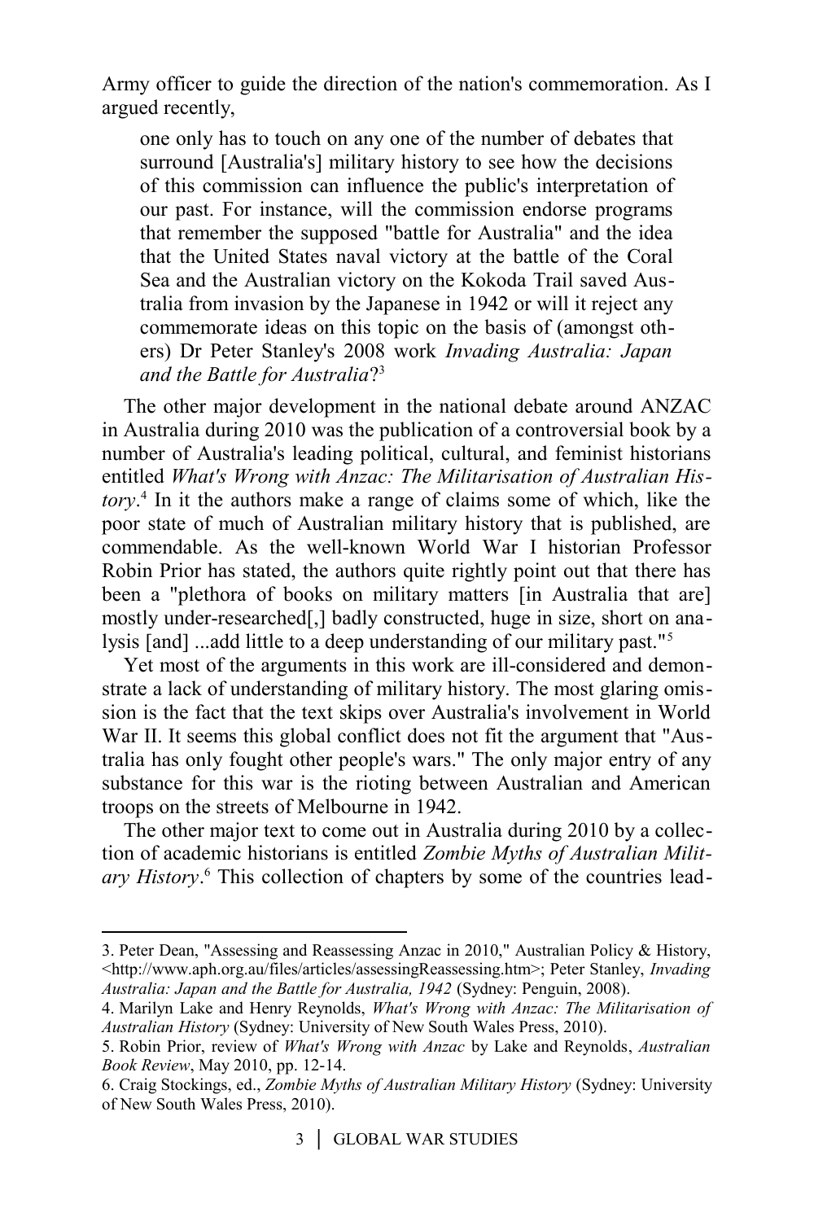Army officer to guide the direction of the nation's commemoration. As I argued recently,

> one only has to touch on any one of the number of debates that surround [Australia's] military history to see how the decisions of this commission can influence the public's interpretation of our past. For instance, will the commission endorse programs that remember the supposed "battle for Australia" and the idea that the United States naval victory at the battle of the Coral Sea and the Australian victory on the Kokoda Trail saved Australia from invasion by the Japanese in 1942 or will it reject any commemorate ideas on this topic on the basis of (amongst others) Dr Peter Stanley's 2008 work *Invading Australia: Japan and the Battle for Australia*?[3]

The other major development in the national debate around ANZAC in Australia during 2010 was the publication of a controversial book by a number of Australia's leading political, cultural, and feminist historians entitled *What's Wrong with Anzac: The Militarisation of Australian History*.[4] In it the authors make a range of claims some of which, like the poor state of much of Australian military history that is published, are commendable. As the well-known World War I historian Professor Robin Prior has stated, the authors quite rightly point out that there has been a "plethora of books on military matters [in Australia that are] mostly under-researched[,] badly constructed, huge in size, short on analysis [and] ...add little to a deep understanding of our military past."[5]

Yet most of the arguments in this work are ill-considered and demonstrate a lack of understanding of military history. The most glaring omission is the fact that the text skips over Australia's involvement in World War II. It seems this global conflict does not fit the argument that "Australia has only fought other people's wars." The only major entry of any substance for this war is the rioting between Australian and American troops on the streets of Melbourne in 1942.

The other major text to come out in Australia during 2010 by a collection of academic historians is entitled *Zombie Myths of Australian Military History*.[6] This collection of chapters by some of the countries lead-

---

3. Peter Dean, "Assessing and Reassessing Anzac in 2010," Australian Policy & History, <http://www.aph.org.au/files/articles/assessingReassessing.htm>; Peter Stanley, *Invading Australia: Japan and the Battle for Australia, 1942* (Sydney: Penguin, 2008).

4. Marilyn Lake and Henry Reynolds, *What's Wrong with Anzac: The Militarisation of Australian History* (Sydney: University of New South Wales Press, 2010).

5. Robin Prior, review of *What's Wrong with Anzac* by Lake and Reynolds, *Australian Book Review*, May 2010, pp. 12-14.

6. Craig Stockings, ed., *Zombie Myths of Australian Military History* (Sydney: University of New South Wales Press, 2010).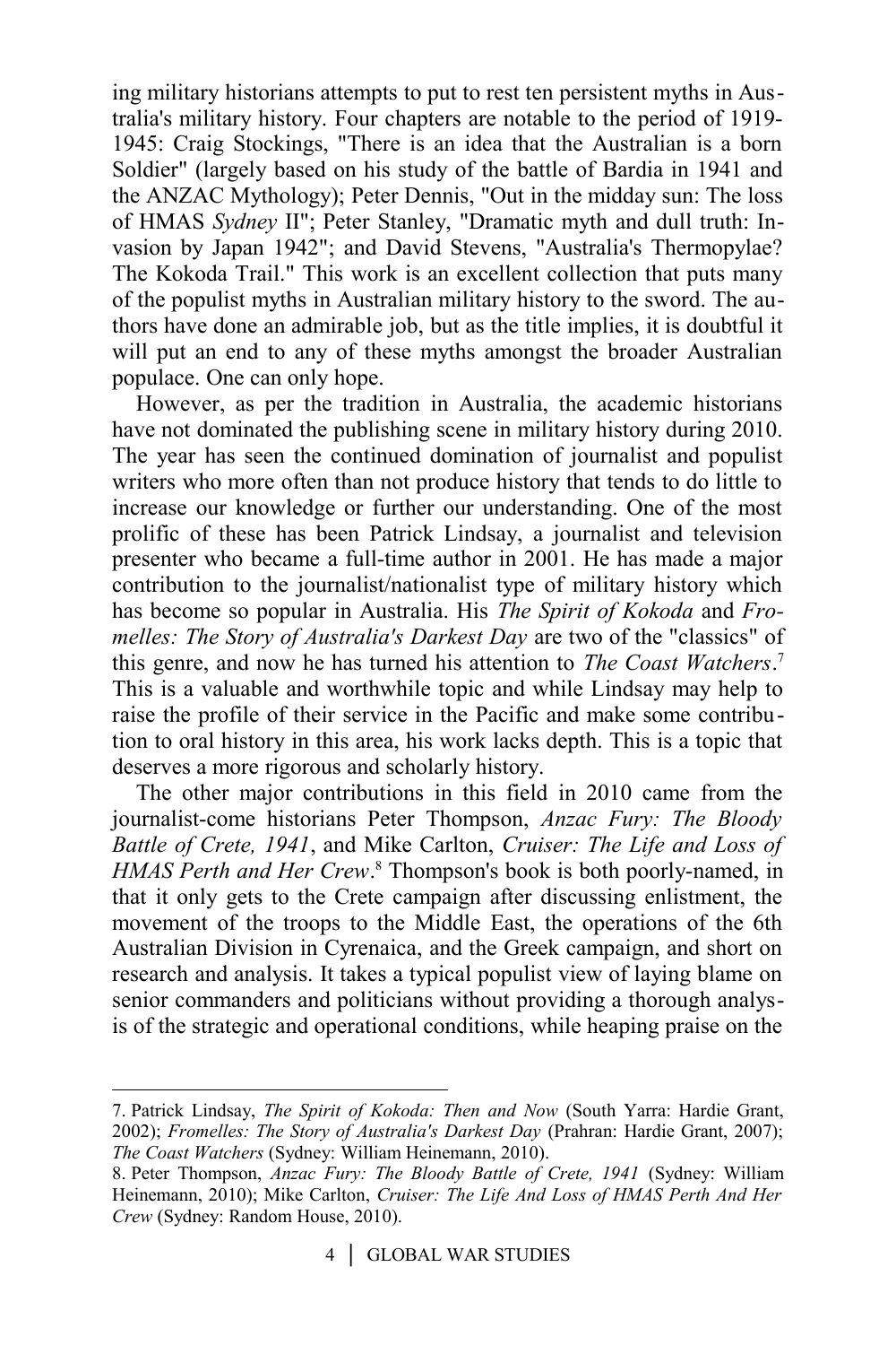ing military historians attempts to put to rest ten persistent myths in Australia's military history. Four chapters are notable to the period of 1919-1945: Craig Stockings, "There is an idea that the Australian is a born Soldier" (largely based on his study of the battle of Bardia in 1941 and the ANZAC Mythology); Peter Dennis, "Out in the midday sun: The loss of HMAS *Sydney* II"; Peter Stanley, "Dramatic myth and dull truth: Invasion by Japan 1942"; and David Stevens, "Australia's Thermopylae? The Kokoda Trail." This work is an excellent collection that puts many of the populist myths in Australian military history to the sword. The authors have done an admirable job, but as the title implies, it is doubtful it will put an end to any of these myths amongst the broader Australian populace. One can only hope.

However, as per the tradition in Australia, the academic historians have not dominated the publishing scene in military history during 2010. The year has seen the continued domination of journalist and populist writers who more often than not produce history that tends to do little to increase our knowledge or further our understanding. One of the most prolific of these has been Patrick Lindsay, a journalist and television presenter who became a full-time author in 2001. He has made a major contribution to the journalist/nationalist type of military history which has become so popular in Australia. His *The Spirit of Kokoda* and *Fromelles: The Story of Australia's Darkest Day* are two of the "classics" of this genre, and now he has turned his attention to *The Coast Watchers*.[7] This is a valuable and worthwhile topic and while Lindsay may help to raise the profile of their service in the Pacific and make some contribution to oral history in this area, his work lacks depth. This is a topic that deserves a more rigorous and scholarly history.

The other major contributions in this field in 2010 came from the journalist-come historians Peter Thompson, *Anzac Fury: The Bloody Battle of Crete, 1941*, and Mike Carlton, *Cruiser: The Life and Loss of HMAS Perth and Her Crew*.[8] Thompson's book is both poorly-named, in that it only gets to the Crete campaign after discussing enlistment, the movement of the troops to the Middle East, the operations of the 6th Australian Division in Cyrenaica, and the Greek campaign, and short on research and analysis. It takes a typical populist view of laying blame on senior commanders and politicians without providing a thorough analysis of the strategic and operational conditions, while heaping praise on the

---

7. Patrick Lindsay, *The Spirit of Kokoda: Then and Now* (South Yarra: Hardie Grant, 2002); *Fromelles: The Story of Australia's Darkest Day* (Prahran: Hardie Grant, 2007); *The Coast Watchers* (Sydney: William Heinemann, 2010).

8. Peter Thompson, *Anzac Fury: The Bloody Battle of Crete, 1941* (Sydney: William Heinemann, 2010); Mike Carlton, *Cruiser: The Life And Loss of HMAS Perth And Her Crew* (Sydney: Random House, 2010).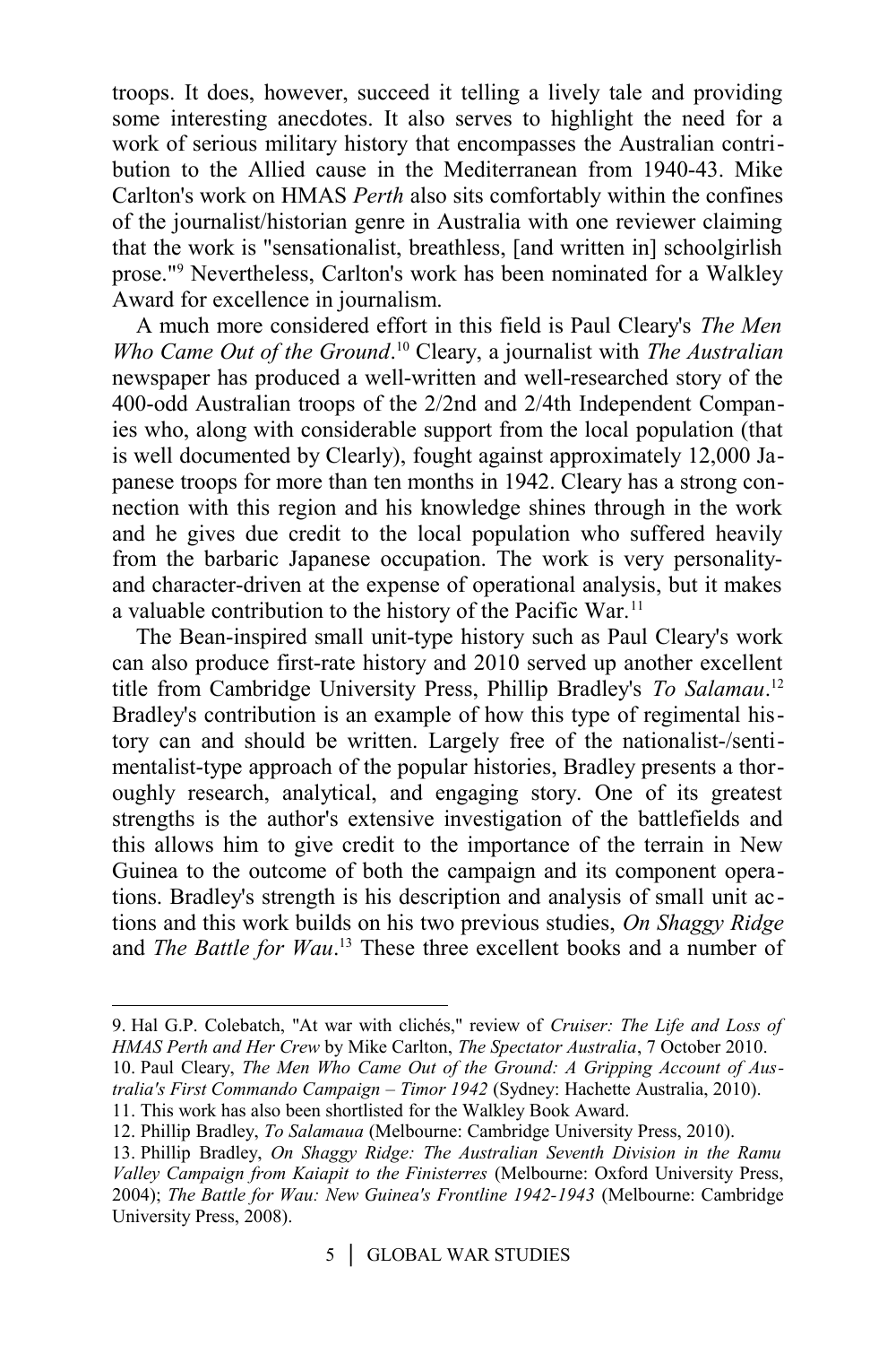troops. It does, however, succeed it telling a lively tale and providing some interesting anecdotes. It also serves to highlight the need for a work of serious military history that encompasses the Australian contribution to the Allied cause in the Mediterranean from 1940-43. Mike Carlton's work on HMAS *Perth* also sits comfortably within the confines of the journalist/historian genre in Australia with one reviewer claiming that the work is "sensationalist, breathless, [and written in] schoolgirlish prose."[9] Nevertheless, Carlton's work has been nominated for a Walkley Award for excellence in journalism.

A much more considered effort in this field is Paul Cleary's *The Men Who Came Out of the Ground*.[10] Cleary, a journalist with *The Australian* newspaper has produced a well-written and well-researched story of the 400-odd Australian troops of the 2/2nd and 2/4th Independent Companies who, along with considerable support from the local population (that is well documented by Clearly), fought against approximately 12,000 Japanese troops for more than ten months in 1942. Cleary has a strong connection with this region and his knowledge shines through in the work and he gives due credit to the local population who suffered heavily from the barbaric Japanese occupation. The work is very personality- and character-driven at the expense of operational analysis, but it makes a valuable contribution to the history of the Pacific War.[11]

The Bean-inspired small unit-type history such as Paul Cleary's work can also produce first-rate history and 2010 served up another excellent title from Cambridge University Press, Phillip Bradley's *To Salamau*.[12] Bradley's contribution is an example of how this type of regimental history can and should be written. Largely free of the nationalist-/sentimentalist-type approach of the popular histories, Bradley presents a thoroughly research, analytical, and engaging story. One of its greatest strengths is the author's extensive investigation of the battlefields and this allows him to give credit to the importance of the terrain in New Guinea to the outcome of both the campaign and its component operations. Bradley's strength is his description and analysis of small unit actions and this work builds on his two previous studies, *On Shaggy Ridge* and *The Battle for Wau*.[13] These three excellent books and a number of

---

9. Hal G.P. Colebatch, "At war with clichés," review of *Cruiser: The Life and Loss of HMAS Perth and Her Crew* by Mike Carlton, *The Spectator Australia*, 7 October 2010.

10. Paul Cleary, *The Men Who Came Out of the Ground: A Gripping Account of Australia's First Commando Campaign – Timor 1942* (Sydney: Hachette Australia, 2010).

11. This work has also been shortlisted for the Walkley Book Award.

12. Phillip Bradley, *To Salamaua* (Melbourne: Cambridge University Press, 2010).

13. Phillip Bradley, *On Shaggy Ridge: The Australian Seventh Division in the Ramu Valley Campaign from Kaiapit to the Finisterres* (Melbourne: Oxford University Press, 2004); *The Battle for Wau: New Guinea's Frontline 1942-1943* (Melbourne: Cambridge University Press, 2008).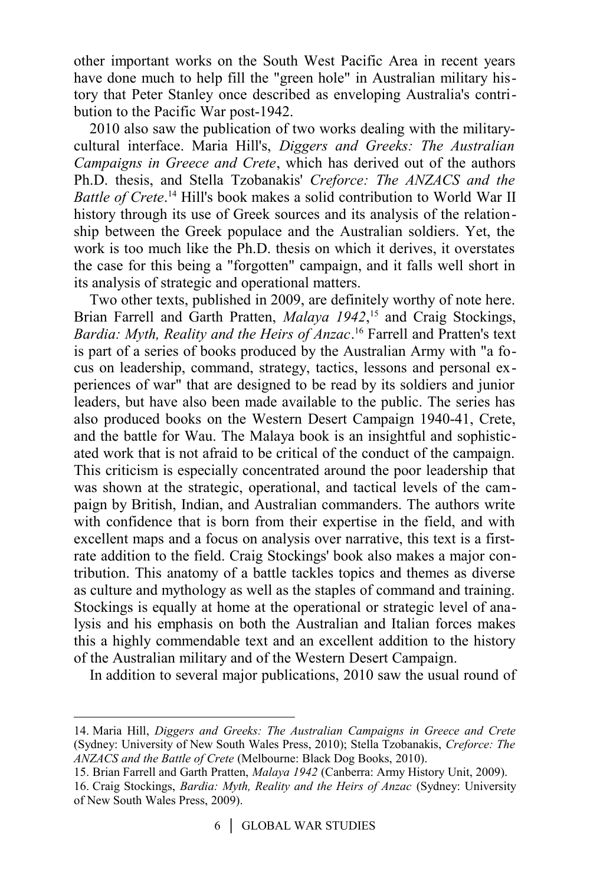other important works on the South West Pacific Area in recent years have done much to help fill the "green hole" in Australian military history that Peter Stanley once described as enveloping Australia's contribution to the Pacific War post-1942.

2010 also saw the publication of two works dealing with the military-cultural interface. Maria Hill's, *Diggers and Greeks: The Australian Campaigns in Greece and Crete*, which has derived out of the authors Ph.D. thesis, and Stella Tzobanakis' *Creforce: The ANZACS and the Battle of Crete*.[14] Hill's book makes a solid contribution to World War II history through its use of Greek sources and its analysis of the relationship between the Greek populace and the Australian soldiers. Yet, the work is too much like the Ph.D. thesis on which it derives, it overstates the case for this being a "forgotten" campaign, and it falls well short in its analysis of strategic and operational matters.

Two other texts, published in 2009, are definitely worthy of note here. Brian Farrell and Garth Pratten, *Malaya 1942*,[15] and Craig Stockings, *Bardia: Myth, Reality and the Heirs of Anzac*.[16] Farrell and Pratten's text is part of a series of books produced by the Australian Army with "a focus on leadership, command, strategy, tactics, lessons and personal experiences of war" that are designed to be read by its soldiers and junior leaders, but have also been made available to the public. The series has also produced books on the Western Desert Campaign 1940-41, Crete, and the battle for Wau. The Malaya book is an insightful and sophisticated work that is not afraid to be critical of the conduct of the campaign. This criticism is especially concentrated around the poor leadership that was shown at the strategic, operational, and tactical levels of the campaign by British, Indian, and Australian commanders. The authors write with confidence that is born from their expertise in the field, and with excellent maps and a focus on analysis over narrative, this text is a first-rate addition to the field. Craig Stockings' book also makes a major contribution. This anatomy of a battle tackles topics and themes as diverse as culture and mythology as well as the staples of command and training. Stockings is equally at home at the operational or strategic level of analysis and his emphasis on both the Australian and Italian forces makes this a highly commendable text and an excellent addition to the history of the Australian military and of the Western Desert Campaign.

In addition to several major publications, 2010 saw the usual round of

---

14. Maria Hill, *Diggers and Greeks: The Australian Campaigns in Greece and Crete* (Sydney: University of New South Wales Press, 2010); Stella Tzobanakis, *Creforce: The ANZACS and the Battle of Crete* (Melbourne: Black Dog Books, 2010).

15. Brian Farrell and Garth Pratten, *Malaya 1942* (Canberra: Army History Unit, 2009).

16. Craig Stockings, *Bardia: Myth, Reality and the Heirs of Anzac* (Sydney: University of New South Wales Press, 2009).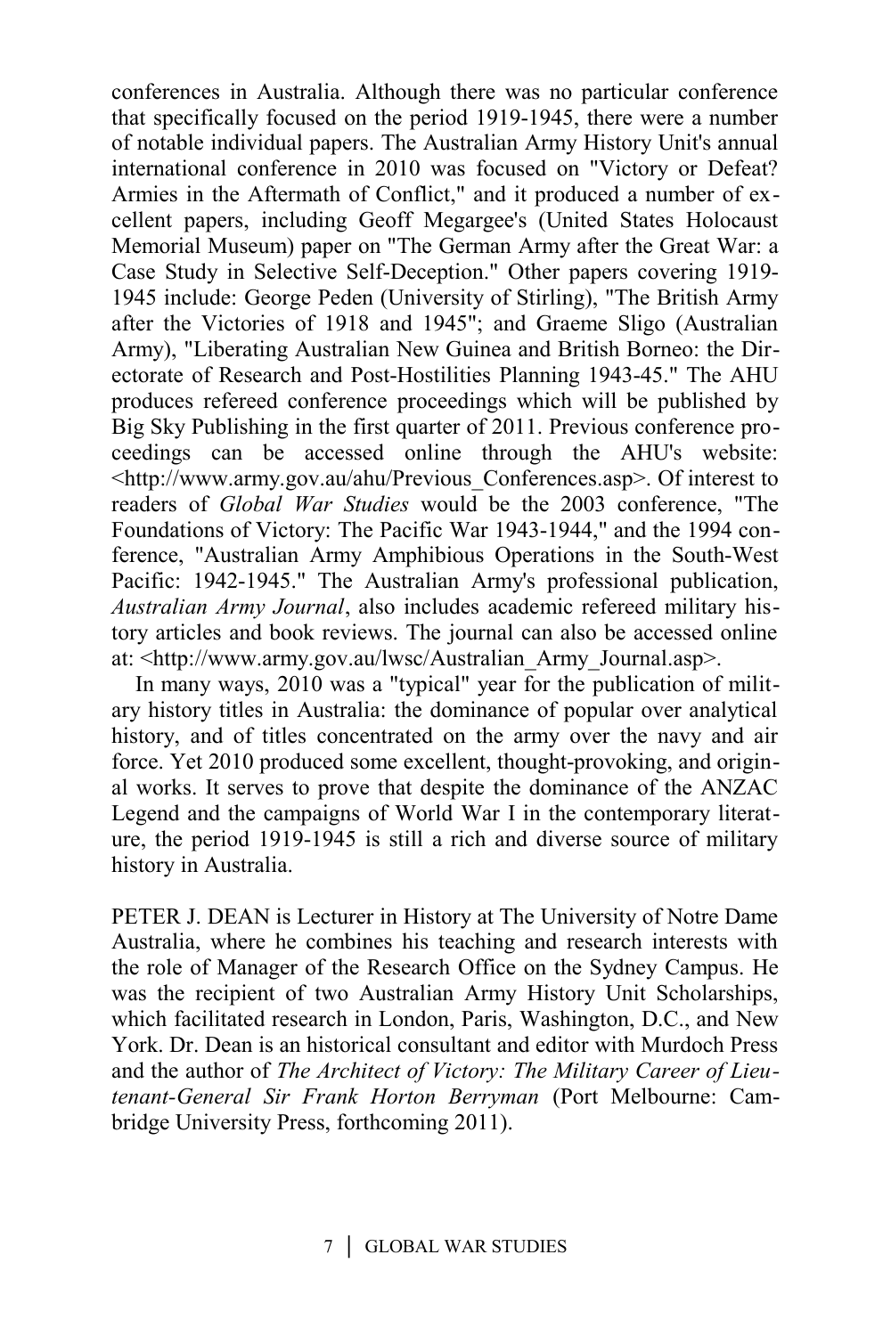conferences in Australia. Although there was no particular conference that specifically focused on the period 1919-1945, there were a number of notable individual papers. The Australian Army History Unit's annual international conference in 2010 was focused on "Victory or Defeat? Armies in the Aftermath of Conflict," and it produced a number of excellent papers, including Geoff Megargee's (United States Holocaust Memorial Museum) paper on "The German Army after the Great War: a Case Study in Selective Self-Deception." Other papers covering 1919-1945 include: George Peden (University of Stirling), "The British Army after the Victories of 1918 and 1945"; and Graeme Sligo (Australian Army), "Liberating Australian New Guinea and British Borneo: the Directorate of Research and Post-Hostilities Planning 1943-45." The AHU produces refereed conference proceedings which will be published by Big Sky Publishing in the first quarter of 2011. Previous conference proceedings can be accessed online through the AHU's website: <http://www.army.gov.au/ahu/Previous_Conferences.asp>. Of interest to readers of *Global War Studies* would be the 2003 conference, "The Foundations of Victory: The Pacific War 1943-1944," and the 1994 conference, "Australian Army Amphibious Operations in the South-West Pacific: 1942-1945." The Australian Army's professional publication, *Australian Army Journal*, also includes academic refereed military history articles and book reviews. The journal can also be accessed online at: <http://www.army.gov.au/lwsc/Australian_Army_Journal.asp>.

In many ways, 2010 was a "typical" year for the publication of military history titles in Australia: the dominance of popular over analytical history, and of titles concentrated on the army over the navy and air force. Yet 2010 produced some excellent, thought-provoking, and original works. It serves to prove that despite the dominance of the ANZAC Legend and the campaigns of World War I in the contemporary literature, the period 1919-1945 is still a rich and diverse source of military history in Australia.

PETER J. DEAN is Lecturer in History at The University of Notre Dame Australia, where he combines his teaching and research interests with the role of Manager of the Research Office on the Sydney Campus. He was the recipient of two Australian Army History Unit Scholarships, which facilitated research in London, Paris, Washington, D.C., and New York. Dr. Dean is an historical consultant and editor with Murdoch Press and the author of *The Architect of Victory: The Military Career of Lieutenant-General Sir Frank Horton Berryman* (Port Melbourne: Cambridge University Press, forthcoming 2011).